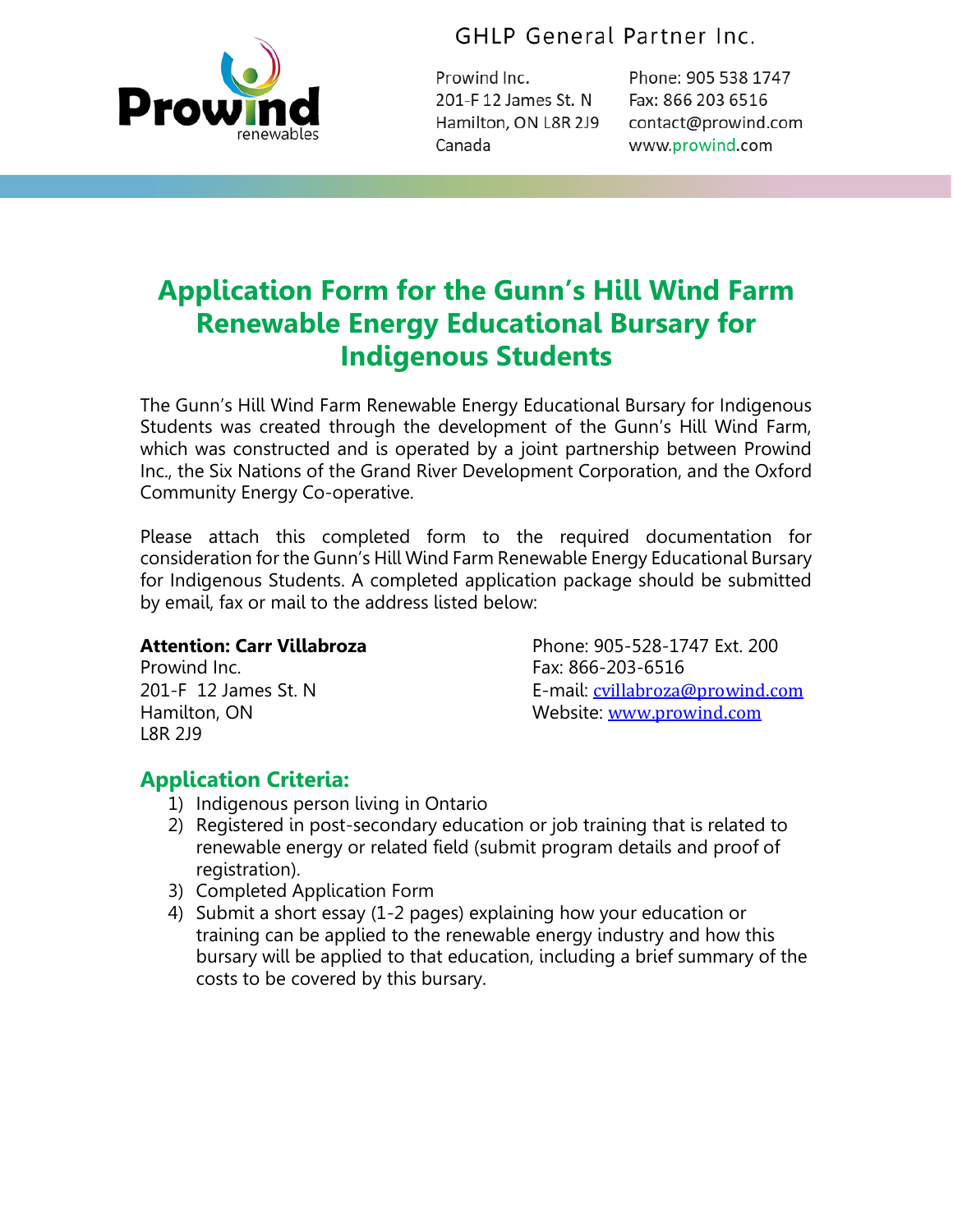GHLP General Partner Inc.

Prowind Inc.
201-F 12 James St. N
Hamilton, ON L8R 2J9
Canada

Phone: 905 538 1747
Fax: 866 203 6516
contact@prowind.com
www.prowind.com

# Application Form for the Gunn's Hill Wind Farm Renewable Energy Educational Bursary for Indigenous Students

The Gunn's Hill Wind Farm Renewable Energy Educational Bursary for Indigenous Students was created through the development of the Gunn's Hill Wind Farm, which was constructed and is operated by a joint partnership between Prowind Inc., the Six Nations of the Grand River Development Corporation, and the Oxford Community Energy Co-operative.

Please attach this completed form to the required documentation for consideration for the Gunn's Hill Wind Farm Renewable Energy Educational Bursary for Indigenous Students. A completed application package should be submitted by email, fax or mail to the address listed below:

**Attention: Carr Villabroza**
Prowind Inc.
201-F 12 James St. N
Hamilton, ON
L8R 2J9

Phone: 905-528-1747 Ext. 200
Fax: 866-203-6516
E-mail: cvillabroza@prowind.com
Website: www.prowind.com

## Application Criteria:

1) Indigenous person living in Ontario
2) Registered in post-secondary education or job training that is related to renewable energy or related field (submit program details and proof of registration).
3) Completed Application Form
4) Submit a short essay (1-2 pages) explaining how your education or training can be applied to the renewable energy industry and how this bursary will be applied to that education, including a brief summary of the costs to be covered by this bursary.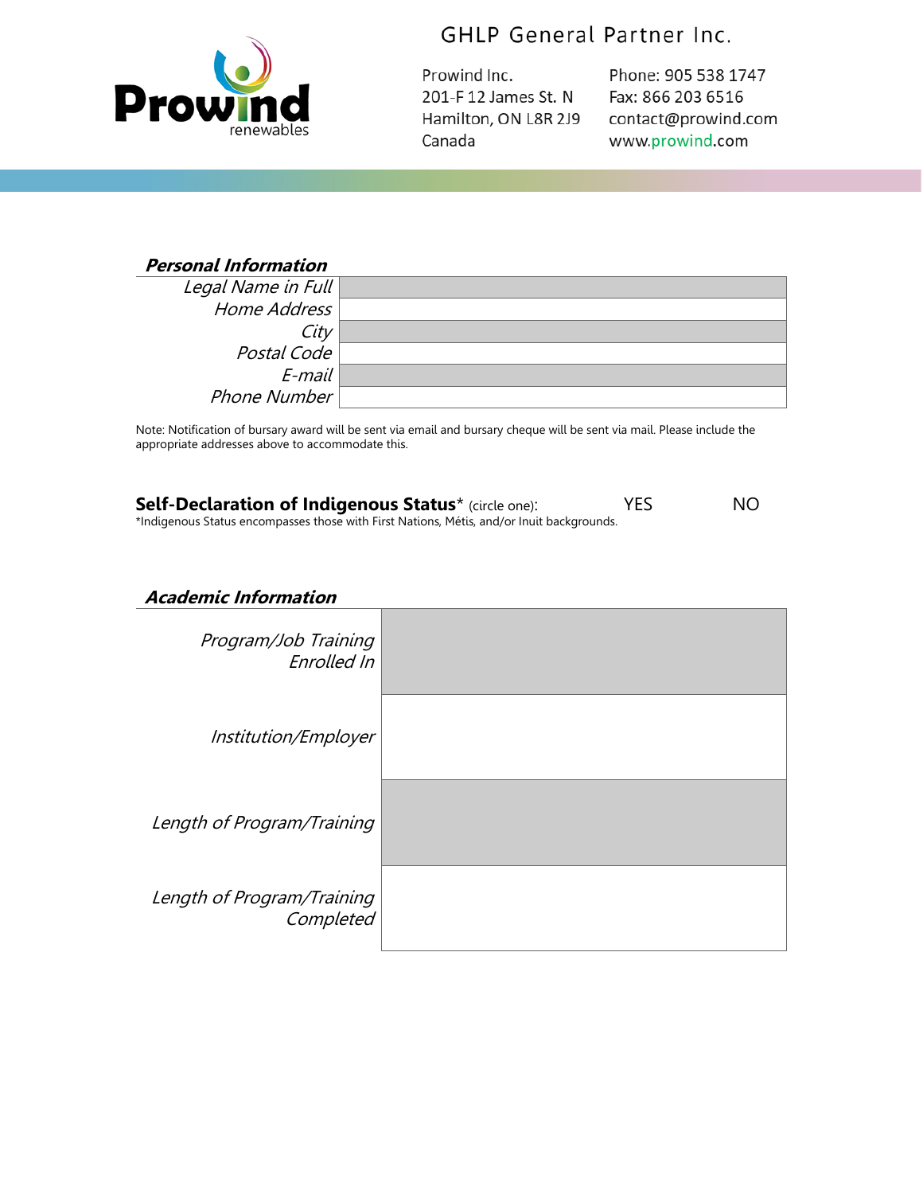GHLP General Partner Inc.

Prowind Inc.
201-F 12 James St. N
Hamilton, ON L8R 2J9
Canada

Phone: 905 538 1747
Fax: 866 203 6516
contact@prowind.com
www.prowind.com

## *Personal Information*

| | |
|---|---|
| *Legal Name in Full* | |
| *Home Address* | |
| *City* | |
| *Postal Code* | |
| *E-mail* | |
| *Phone Number* | |

Note: Notification of bursary award will be sent via email and bursary cheque will be sent via mail. Please include the appropriate addresses above to accommodate this.

**Self-Declaration of Indigenous Status*** (circle one): YES NO

*Indigenous Status encompasses those with First Nations, Métis, and/or Inuit backgrounds.

## *Academic Information*

| | |
|---|---|
| *Program/Job Training Enrolled In* | |
| *Institution/Employer* | |
| *Length of Program/Training* | |
| *Length of Program/Training Completed* | |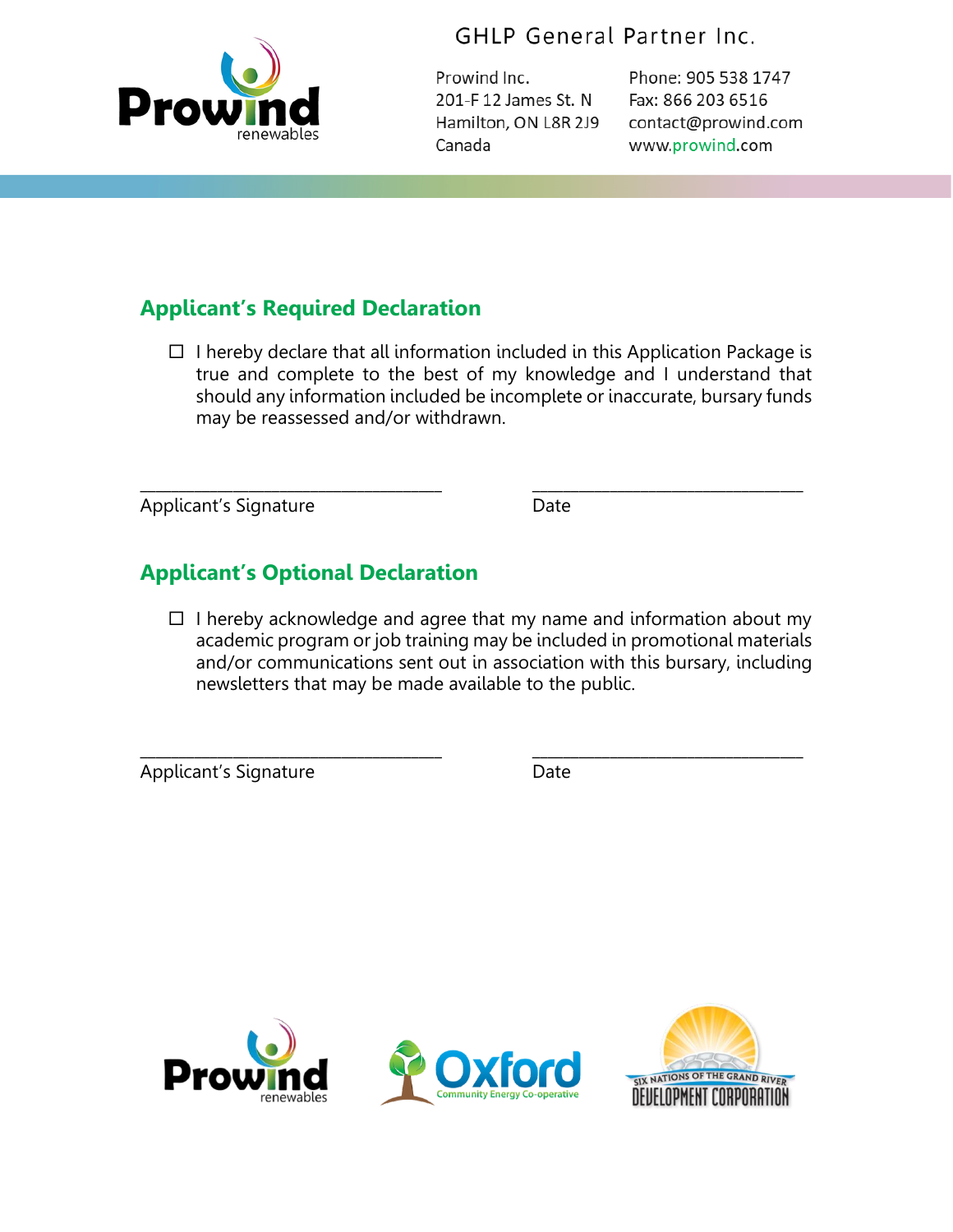GHLP General Partner Inc.

Prowind Inc.
201-F 12 James St. N
Hamilton, ON L8R 2J9
Canada

Phone: 905 538 1747
Fax: 866 203 6516
contact@prowind.com
www.prowind.com

## Applicant's Required Declaration

☐ I hereby declare that all information included in this Application Package is true and complete to the best of my knowledge and I understand that should any information included be incomplete or inaccurate, bursary funds may be reassessed and/or withdrawn.

\_\_\_\_\_\_\_\_\_\_\_\_\_\_\_\_\_\_\_\_\_\_\_\_\_\_\_\_\_\_ \_\_\_\_\_\_\_\_\_\_\_\_\_\_\_\_\_\_\_\_\_\_\_\_\_\_\_\_\_\_

Applicant's Signature Date

## Applicant's Optional Declaration

☐ I hereby acknowledge and agree that my name and information about my academic program or job training may be included in promotional materials and/or communications sent out in association with this bursary, including newsletters that may be made available to the public.

\_\_\_\_\_\_\_\_\_\_\_\_\_\_\_\_\_\_\_\_\_\_\_\_\_\_\_\_\_\_ \_\_\_\_\_\_\_\_\_\_\_\_\_\_\_\_\_\_\_\_\_\_\_\_\_\_\_\_\_\_

Applicant's Signature Date